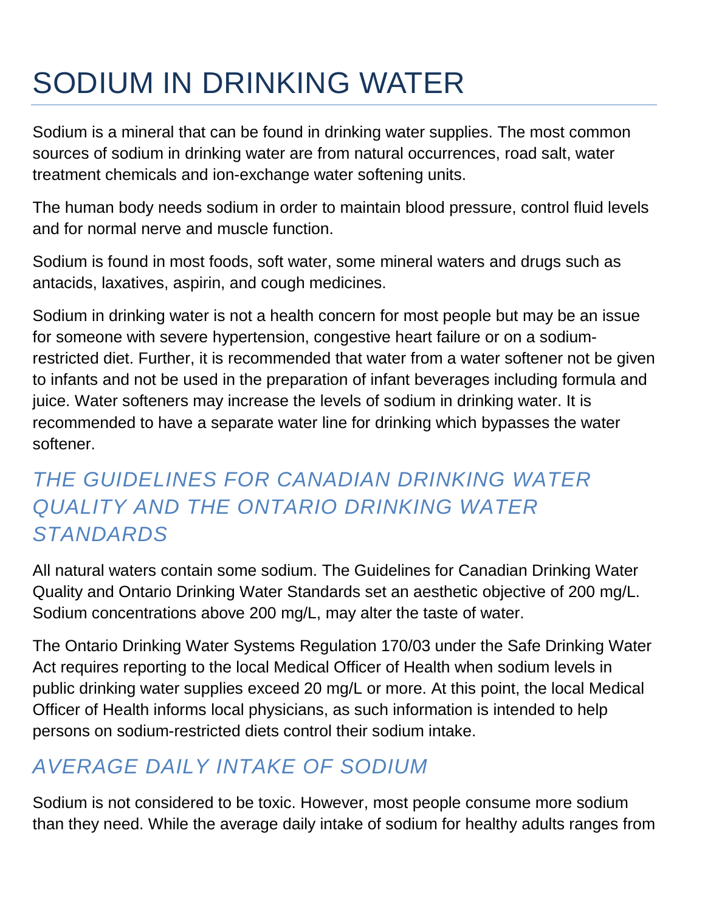# SODIUM IN DRINKING WATER

Sodium is a mineral that can be found in drinking water supplies. The most common sources of sodium in drinking water are from natural occurrences, road salt, water treatment chemicals and ion-exchange water softening units.

The human body needs sodium in order to maintain blood pressure, control fluid levels and for normal nerve and muscle function.

Sodium is found in most foods, soft water, some mineral waters and drugs such as antacids, laxatives, aspirin, and cough medicines.

Sodium in drinking water is not a health concern for most people but may be an issue for someone with severe hypertension, congestive heart failure or on a sodium-restricted diet. Further, it is recommended that water from a water softener not be given to infants and not be used in the preparation of infant beverages including formula and juice. Water softeners may increase the levels of sodium in drinking water. It is recommended to have a separate water line for drinking which bypasses the water softener.

## *THE GUIDELINES FOR CANADIAN DRINKING WATER QUALITY AND THE ONTARIO DRINKING WATER STANDARDS*

All natural waters contain some sodium. The Guidelines for Canadian Drinking Water Quality and Ontario Drinking Water Standards set an aesthetic objective of 200 mg/L. Sodium concentrations above 200 mg/L, may alter the taste of water.

The Ontario Drinking Water Systems Regulation 170/03 under the Safe Drinking Water Act requires reporting to the local Medical Officer of Health when sodium levels in public drinking water supplies exceed 20 mg/L or more. At this point, the local Medical Officer of Health informs local physicians, as such information is intended to help persons on sodium-restricted diets control their sodium intake.

## *AVERAGE DAILY INTAKE OF SODIUM*

Sodium is not considered to be toxic. However, most people consume more sodium than they need. While the average daily intake of sodium for healthy adults ranges from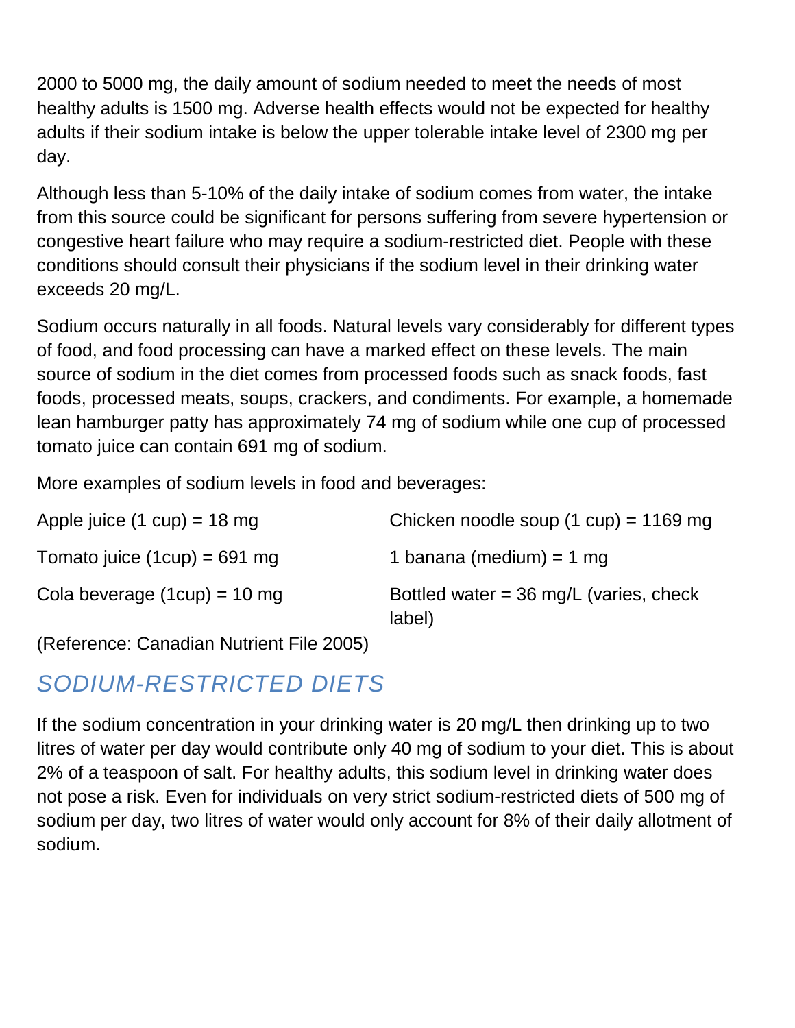2000 to 5000 mg, the daily amount of sodium needed to meet the needs of most healthy adults is 1500 mg. Adverse health effects would not be expected for healthy adults if their sodium intake is below the upper tolerable intake level of 2300 mg per day.

Although less than 5-10% of the daily intake of sodium comes from water, the intake from this source could be significant for persons suffering from severe hypertension or congestive heart failure who may require a sodium-restricted diet. People with these conditions should consult their physicians if the sodium level in their drinking water exceeds 20 mg/L.

Sodium occurs naturally in all foods. Natural levels vary considerably for different types of food, and food processing can have a marked effect on these levels. The main source of sodium in the diet comes from processed foods such as snack foods, fast foods, processed meats, soups, crackers, and condiments. For example, a homemade lean hamburger patty has approximately 74 mg of sodium while one cup of processed tomato juice can contain 691 mg of sodium.

More examples of sodium levels in food and beverages:

| | |
|---|---|
| Apple juice (1 cup) = 18 mg | Chicken noodle soup (1 cup) = 1169 mg |
| Tomato juice (1cup) = 691 mg | 1 banana (medium) = 1 mg |
| Cola beverage (1cup) = 10 mg | Bottled water = 36 mg/L (varies, check label) |

(Reference: Canadian Nutrient File 2005)

## *SODIUM-RESTRICTED DIETS*

If the sodium concentration in your drinking water is 20 mg/L then drinking up to two litres of water per day would contribute only 40 mg of sodium to your diet. This is about 2% of a teaspoon of salt. For healthy adults, this sodium level in drinking water does not pose a risk. Even for individuals on very strict sodium-restricted diets of 500 mg of sodium per day, two litres of water would only account for 8% of their daily allotment of sodium.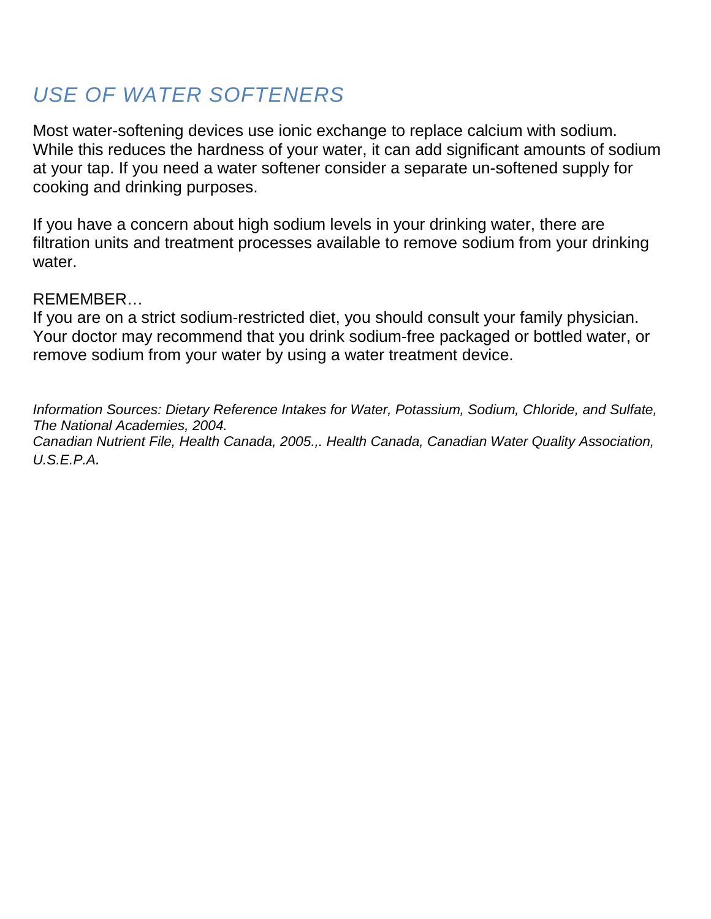## *USE OF WATER SOFTENERS*

Most water-softening devices use ionic exchange to replace calcium with sodium. While this reduces the hardness of your water, it can add significant amounts of sodium at your tap. If you need a water softener consider a separate un-softened supply for cooking and drinking purposes.

If you have a concern about high sodium levels in your drinking water, there are filtration units and treatment processes available to remove sodium from your drinking water.

REMEMBER…
If you are on a strict sodium-restricted diet, you should consult your family physician. Your doctor may recommend that you drink sodium-free packaged or bottled water, or remove sodium from your water by using a water treatment device.

*Information Sources: Dietary Reference Intakes for Water, Potassium, Sodium, Chloride, and Sulfate, The National Academies, 2004.*
*Canadian Nutrient File, Health Canada, 2005.,. Health Canada, Canadian Water Quality Association, U.S.E.P.A.*